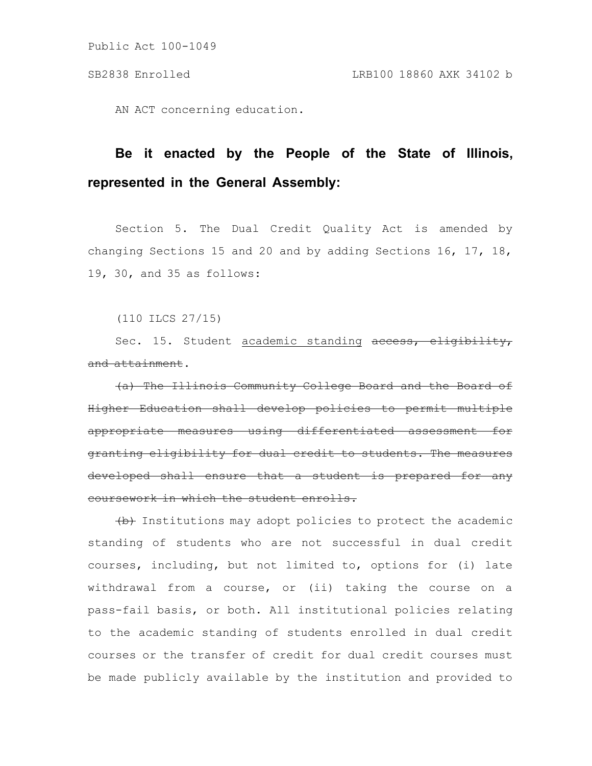Public Act 100-1049

SB2838 Enrolled LRB100 18860 AXK 34102 b

AN ACT concerning education.

**Be it enacted by the People of the State of Illinois, represented in the General Assembly:**

Section 5. The Dual Credit Quality Act is amended by changing Sections 15 and 20 and by adding Sections 16, 17, 18, 19, 30, and 35 as follows:

(110 ILCS 27/15)

Sec. 15. Student <u>academic standing</u> ~~access, eligibility, and attainment~~.

~~(a) The Illinois Community College Board and the Board of Higher Education shall develop policies to permit multiple appropriate measures using differentiated assessment for granting eligibility for dual credit to students. The measures developed shall ensure that a student is prepared for any coursework in which the student enrolls.~~

~~(b)~~ Institutions may adopt policies to protect the academic standing of students who are not successful in dual credit courses, including, but not limited to, options for (i) late withdrawal from a course, or (ii) taking the course on a pass-fail basis, or both. All institutional policies relating to the academic standing of students enrolled in dual credit courses or the transfer of credit for dual credit courses must be made publicly available by the institution and provided to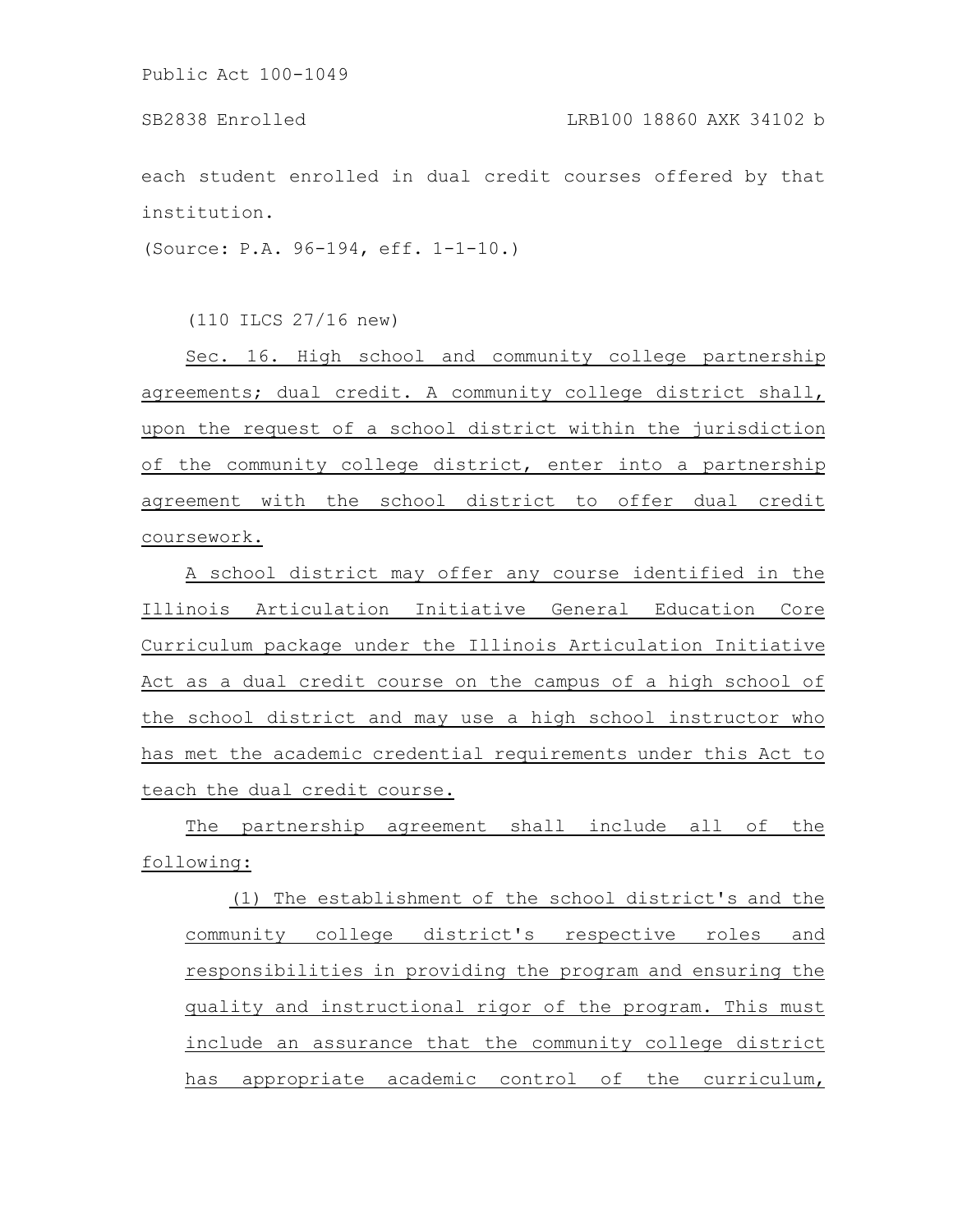each student enrolled in dual credit courses offered by that institution.

(Source: P.A. 96-194, eff. 1-1-10.)

(110 ILCS 27/16 new)

Sec. 16. High school and community college partnership agreements; dual credit. A community college district shall, upon the request of a school district within the jurisdiction of the community college district, enter into a partnership agreement with the school district to offer dual credit coursework.

A school district may offer any course identified in the Illinois Articulation Initiative General Education Core Curriculum package under the Illinois Articulation Initiative Act as a dual credit course on the campus of a high school of the school district and may use a high school instructor who has met the academic credential requirements under this Act to teach the dual credit course.

The partnership agreement shall include all of the following:

(1) The establishment of the school district's and the community college district's respective roles and responsibilities in providing the program and ensuring the quality and instructional rigor of the program. This must include an assurance that the community college district has appropriate academic control of the curriculum,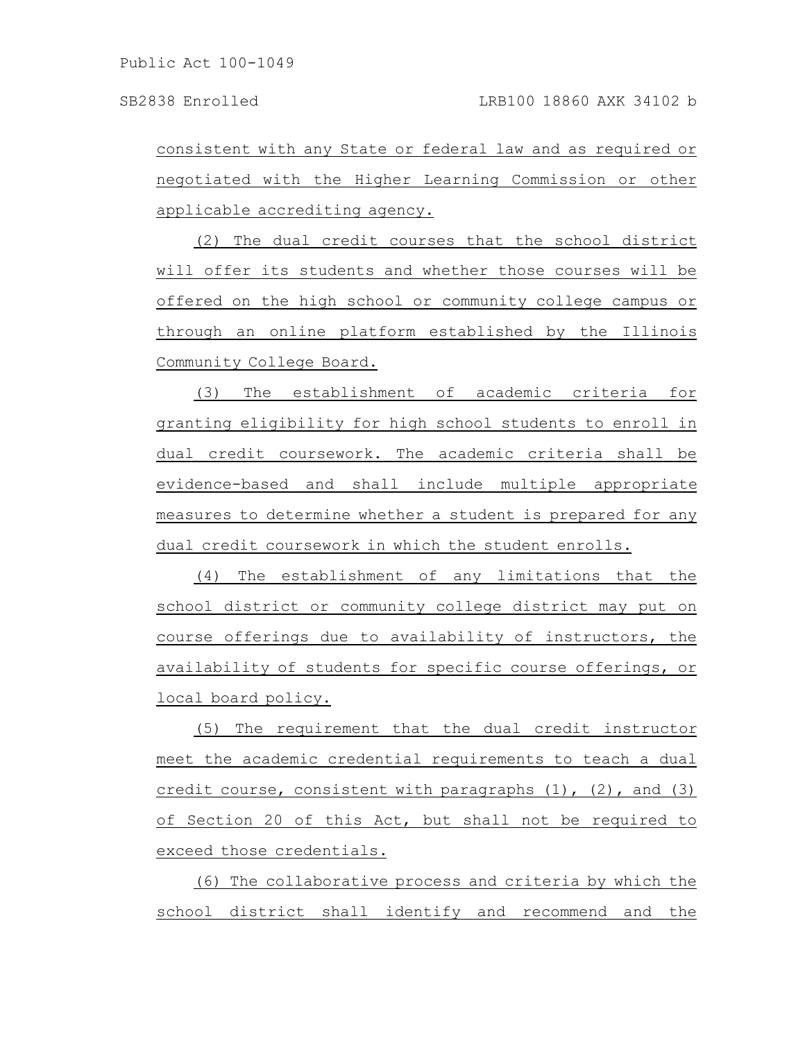consistent with any State or federal law and as required or negotiated with the Higher Learning Commission or other applicable accrediting agency.

(2) The dual credit courses that the school district will offer its students and whether those courses will be offered on the high school or community college campus or through an online platform established by the Illinois Community College Board.

(3) The establishment of academic criteria for granting eligibility for high school students to enroll in dual credit coursework. The academic criteria shall be evidence-based and shall include multiple appropriate measures to determine whether a student is prepared for any dual credit coursework in which the student enrolls.

(4) The establishment of any limitations that the school district or community college district may put on course offerings due to availability of instructors, the availability of students for specific course offerings, or local board policy.

(5) The requirement that the dual credit instructor meet the academic credential requirements to teach a dual credit course, consistent with paragraphs (1), (2), and (3) of Section 20 of this Act, but shall not be required to exceed those credentials.

(6) The collaborative process and criteria by which the school district shall identify and recommend and the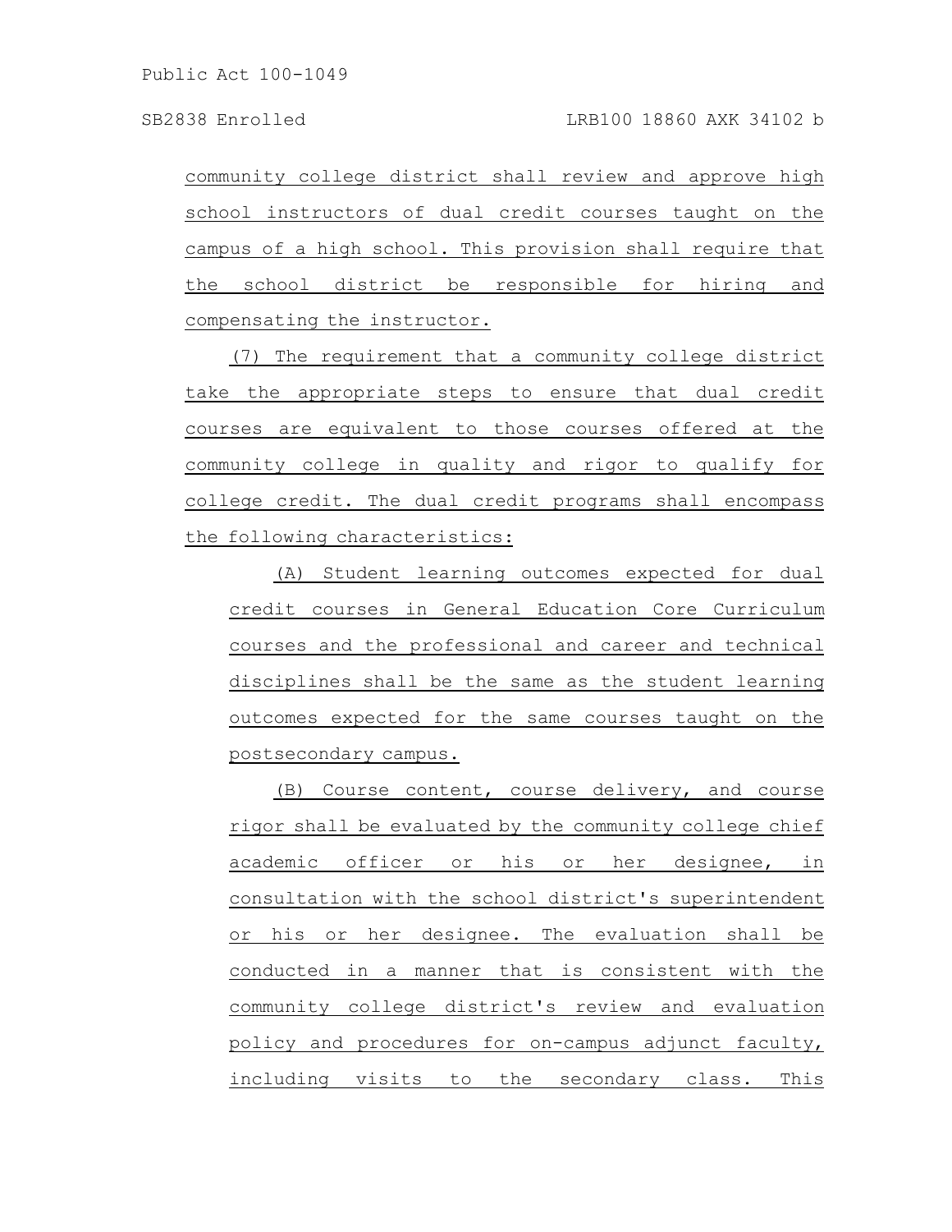community college district shall review and approve high school instructors of dual credit courses taught on the campus of a high school. This provision shall require that the school district be responsible for hiring and compensating the instructor.

(7) The requirement that a community college district take the appropriate steps to ensure that dual credit courses are equivalent to those courses offered at the community college in quality and rigor to qualify for college credit. The dual credit programs shall encompass the following characteristics:

(A) Student learning outcomes expected for dual credit courses in General Education Core Curriculum courses and the professional and career and technical disciplines shall be the same as the student learning outcomes expected for the same courses taught on the postsecondary campus.

(B) Course content, course delivery, and course rigor shall be evaluated by the community college chief academic officer or his or her designee, in consultation with the school district's superintendent or his or her designee. The evaluation shall be conducted in a manner that is consistent with the community college district's review and evaluation policy and procedures for on-campus adjunct faculty, including visits to the secondary class. This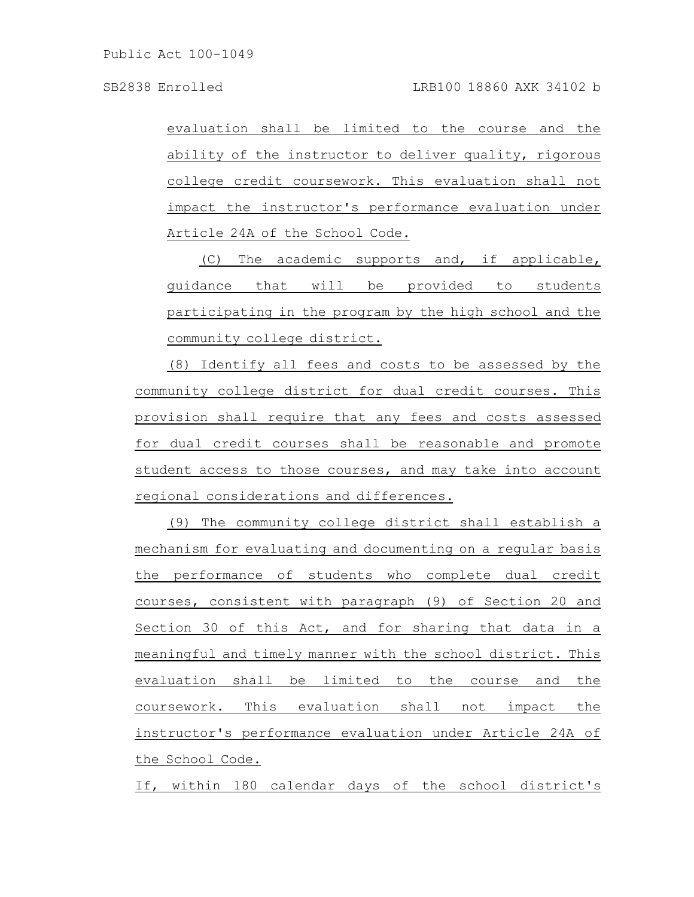evaluation shall be limited to the course and the ability of the instructor to deliver quality, rigorous college credit coursework. This evaluation shall not impact the instructor's performance evaluation under Article 24A of the School Code.

(C) The academic supports and, if applicable, guidance that will be provided to students participating in the program by the high school and the community college district.

(8) Identify all fees and costs to be assessed by the community college district for dual credit courses. This provision shall require that any fees and costs assessed for dual credit courses shall be reasonable and promote student access to those courses, and may take into account regional considerations and differences.

(9) The community college district shall establish a mechanism for evaluating and documenting on a regular basis the performance of students who complete dual credit courses, consistent with paragraph (9) of Section 20 and Section 30 of this Act, and for sharing that data in a meaningful and timely manner with the school district. This evaluation shall be limited to the course and the coursework. This evaluation shall not impact the instructor's performance evaluation under Article 24A of the School Code.

If, within 180 calendar days of the school district's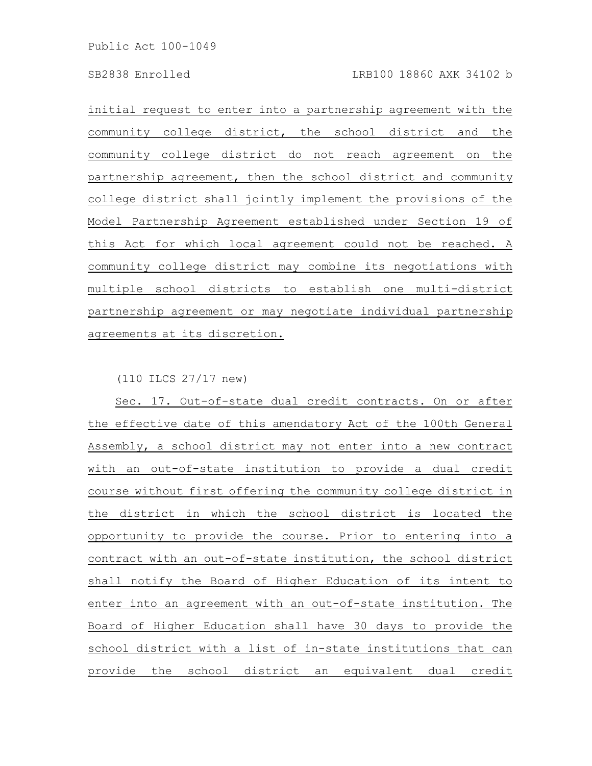initial request to enter into a partnership agreement with the community college district, the school district and the community college district do not reach agreement on the partnership agreement, then the school district and community college district shall jointly implement the provisions of the Model Partnership Agreement established under Section 19 of this Act for which local agreement could not be reached. A community college district may combine its negotiations with multiple school districts to establish one multi-district partnership agreement or may negotiate individual partnership agreements at its discretion.

(110 ILCS 27/17 new)

Sec. 17. Out-of-state dual credit contracts. On or after the effective date of this amendatory Act of the 100th General Assembly, a school district may not enter into a new contract with an out-of-state institution to provide a dual credit course without first offering the community college district in the district in which the school district is located the opportunity to provide the course. Prior to entering into a contract with an out-of-state institution, the school district shall notify the Board of Higher Education of its intent to enter into an agreement with an out-of-state institution. The Board of Higher Education shall have 30 days to provide the school district with a list of in-state institutions that can provide the school district an equivalent dual credit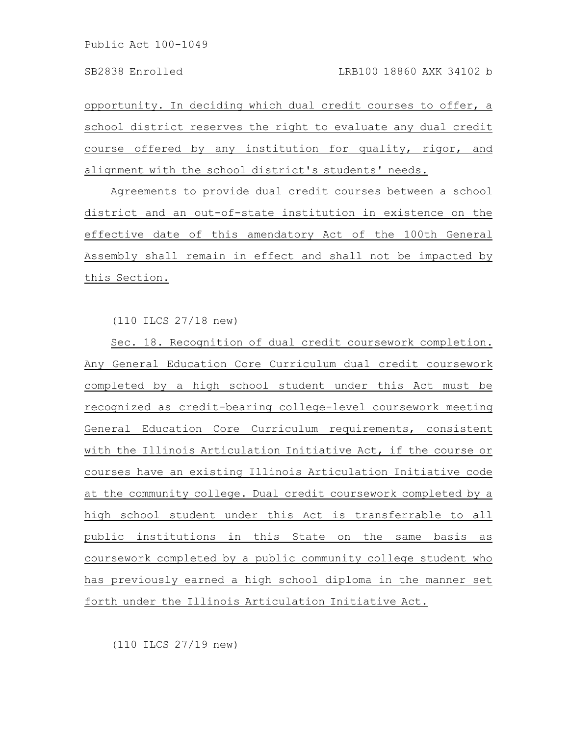opportunity. In deciding which dual credit courses to offer, a school district reserves the right to evaluate any dual credit course offered by any institution for quality, rigor, and alignment with the school district's students' needs.

Agreements to provide dual credit courses between a school district and an out-of-state institution in existence on the effective date of this amendatory Act of the 100th General Assembly shall remain in effect and shall not be impacted by this Section.

(110 ILCS 27/18 new)

Sec. 18. Recognition of dual credit coursework completion. Any General Education Core Curriculum dual credit coursework completed by a high school student under this Act must be recognized as credit-bearing college-level coursework meeting General Education Core Curriculum requirements, consistent with the Illinois Articulation Initiative Act, if the course or courses have an existing Illinois Articulation Initiative code at the community college. Dual credit coursework completed by a high school student under this Act is transferrable to all public institutions in this State on the same basis as coursework completed by a public community college student who has previously earned a high school diploma in the manner set forth under the Illinois Articulation Initiative Act.

(110 ILCS 27/19 new)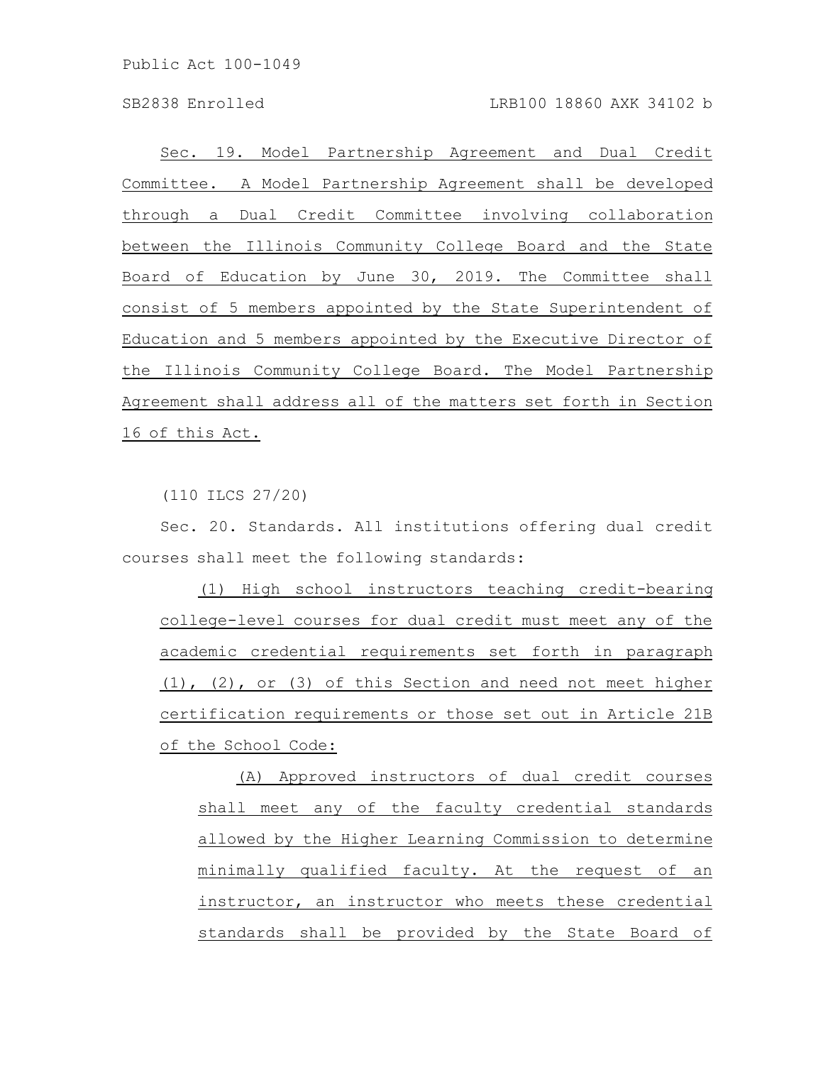Sec. 19. Model Partnership Agreement and Dual Credit Committee. A Model Partnership Agreement shall be developed through a Dual Credit Committee involving collaboration between the Illinois Community College Board and the State Board of Education by June 30, 2019. The Committee shall consist of 5 members appointed by the State Superintendent of Education and 5 members appointed by the Executive Director of the Illinois Community College Board. The Model Partnership Agreement shall address all of the matters set forth in Section 16 of this Act.

(110 ILCS 27/20)

Sec. 20. Standards. All institutions offering dual credit courses shall meet the following standards:

(1) High school instructors teaching credit-bearing college-level courses for dual credit must meet any of the academic credential requirements set forth in paragraph (1), (2), or (3) of this Section and need not meet higher certification requirements or those set out in Article 21B of the School Code:

(A) Approved instructors of dual credit courses shall meet any of the faculty credential standards allowed by the Higher Learning Commission to determine minimally qualified faculty. At the request of an instructor, an instructor who meets these credential standards shall be provided by the State Board of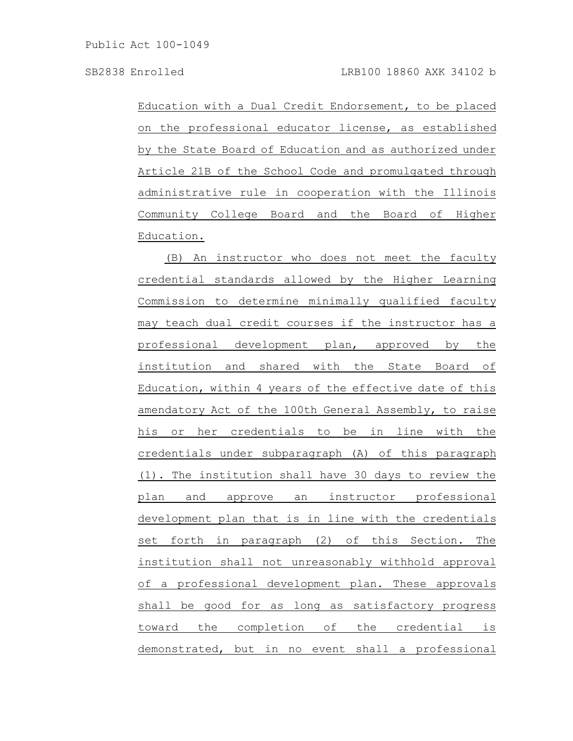Education with a Dual Credit Endorsement, to be placed on the professional educator license, as established by the State Board of Education and as authorized under Article 21B of the School Code and promulgated through administrative rule in cooperation with the Illinois Community College Board and the Board of Higher Education.

(B) An instructor who does not meet the faculty credential standards allowed by the Higher Learning Commission to determine minimally qualified faculty may teach dual credit courses if the instructor has a professional development plan, approved by the institution and shared with the State Board of Education, within 4 years of the effective date of this amendatory Act of the 100th General Assembly, to raise his or her credentials to be in line with the credentials under subparagraph (A) of this paragraph (1). The institution shall have 30 days to review the plan and approve an instructor professional development plan that is in line with the credentials set forth in paragraph (2) of this Section. The institution shall not unreasonably withhold approval of a professional development plan. These approvals shall be good for as long as satisfactory progress toward the completion of the credential is demonstrated, but in no event shall a professional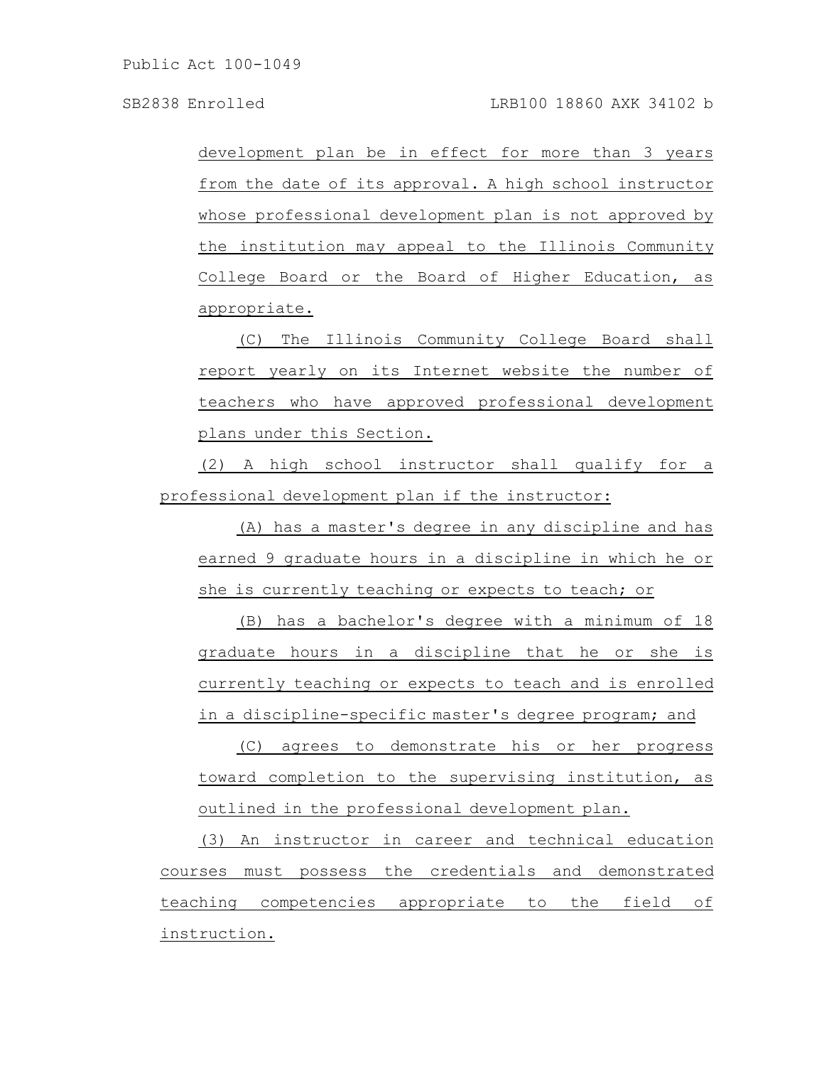development plan be in effect for more than 3 years from the date of its approval. A high school instructor whose professional development plan is not approved by the institution may appeal to the Illinois Community College Board or the Board of Higher Education, as appropriate.

(C) The Illinois Community College Board shall report yearly on its Internet website the number of teachers who have approved professional development plans under this Section.

(2) A high school instructor shall qualify for a professional development plan if the instructor:

(A) has a master's degree in any discipline and has earned 9 graduate hours in a discipline in which he or she is currently teaching or expects to teach; or

(B) has a bachelor's degree with a minimum of 18 graduate hours in a discipline that he or she is currently teaching or expects to teach and is enrolled in a discipline-specific master's degree program; and

(C) agrees to demonstrate his or her progress toward completion to the supervising institution, as outlined in the professional development plan.

(3) An instructor in career and technical education courses must possess the credentials and demonstrated teaching competencies appropriate to the field of instruction.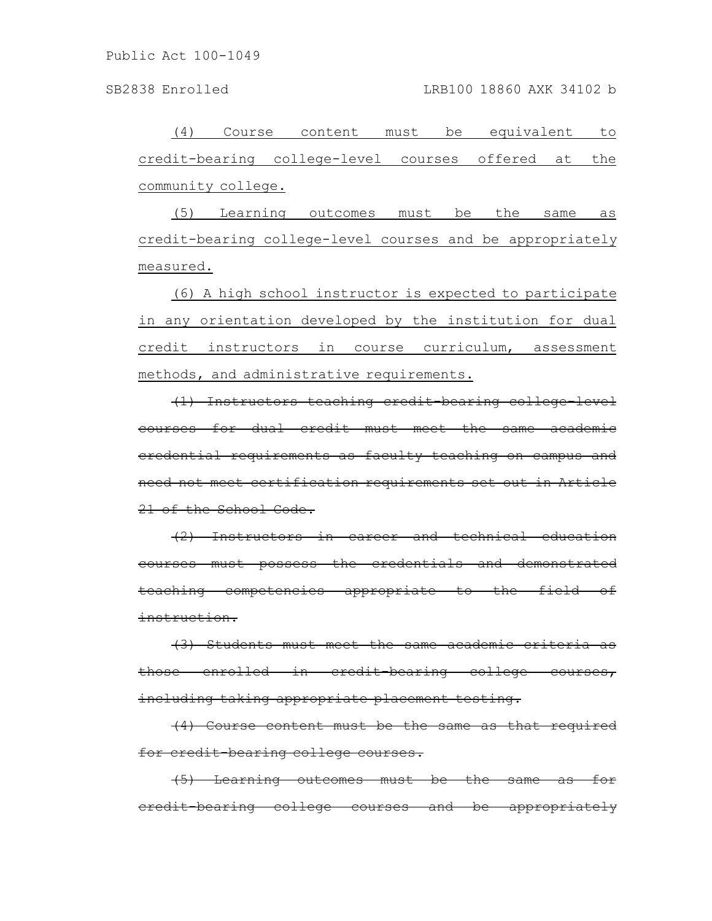<u>(4) Course content must be equivalent to credit-bearing college-level courses offered at the community college.</u>

<u>(5) Learning outcomes must be the same as credit-bearing college-level courses and be appropriately measured.</u>

<u>(6) A high school instructor is expected to participate in any orientation developed by the institution for dual credit instructors in course curriculum, assessment methods, and administrative requirements.</u>

~~(1) Instructors teaching credit-bearing college-level courses for dual credit must meet the same academic credential requirements as faculty teaching on campus and need not meet certification requirements set out in Article 21 of the School Code.~~

~~(2) Instructors in career and technical education courses must possess the credentials and demonstrated teaching competencies appropriate to the field of instruction.~~

~~(3) Students must meet the same academic criteria as those enrolled in credit-bearing college courses, including taking appropriate placement testing.~~

~~(4) Course content must be the same as that required for credit-bearing college courses.~~

~~(5) Learning outcomes must be the same as for credit-bearing college courses and be appropriately~~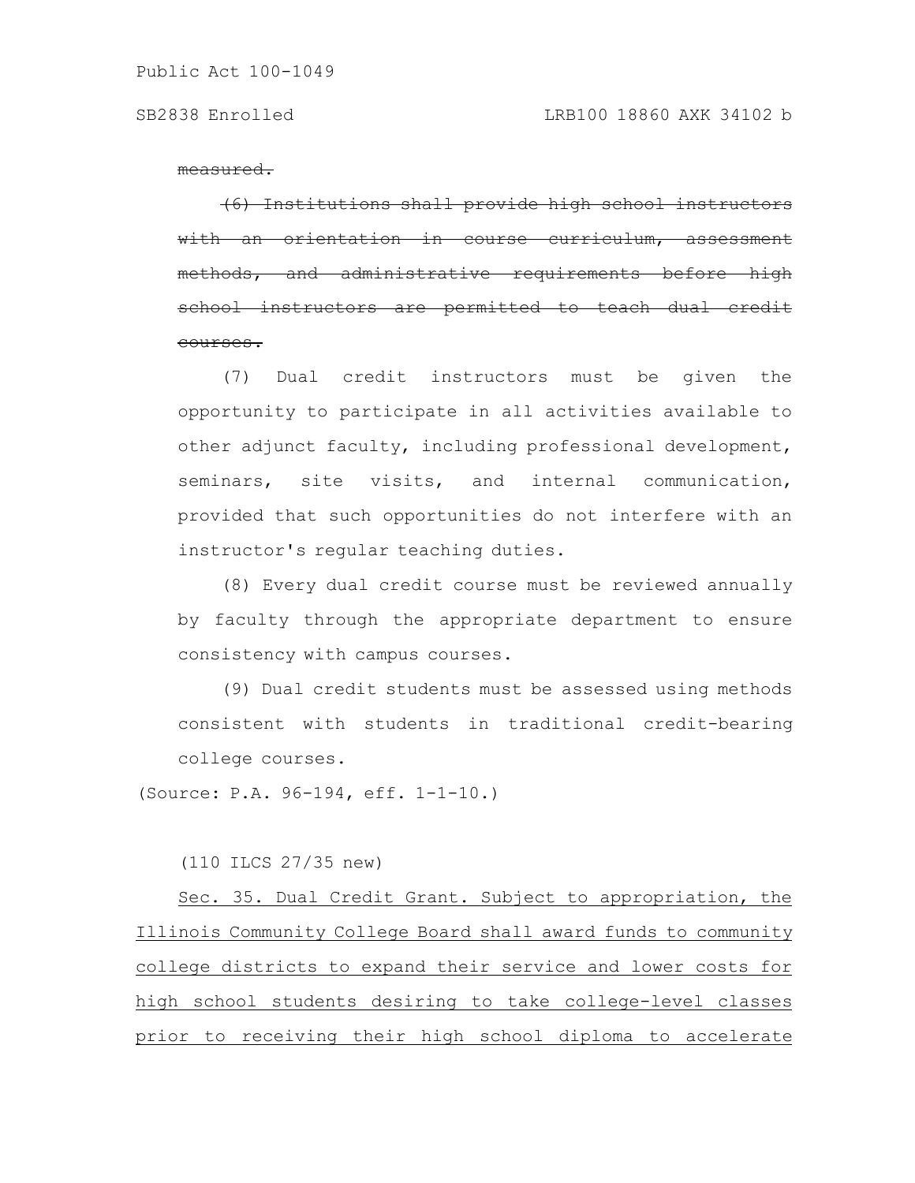~~measured.~~

~~(6) Institutions shall provide high school instructors with an orientation in course curriculum, assessment methods, and administrative requirements before high school instructors are permitted to teach dual credit courses.~~

(7) Dual credit instructors must be given the opportunity to participate in all activities available to other adjunct faculty, including professional development, seminars, site visits, and internal communication, provided that such opportunities do not interfere with an instructor's regular teaching duties.

(8) Every dual credit course must be reviewed annually by faculty through the appropriate department to ensure consistency with campus courses.

(9) Dual credit students must be assessed using methods consistent with students in traditional credit-bearing college courses.

(Source: P.A. 96-194, eff. 1-1-10.)

(110 ILCS 27/35 new)

<u>Sec. 35. Dual Credit Grant. Subject to appropriation, the Illinois Community College Board shall award funds to community college districts to expand their service and lower costs for high school students desiring to take college-level classes prior to receiving their high school diploma to accelerate</u>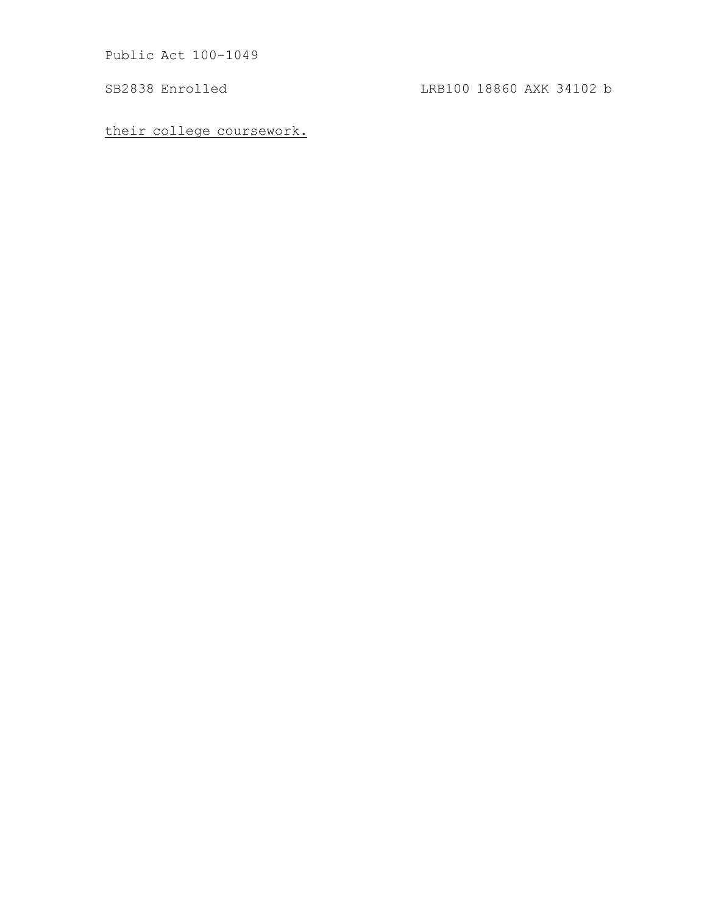their college coursework.